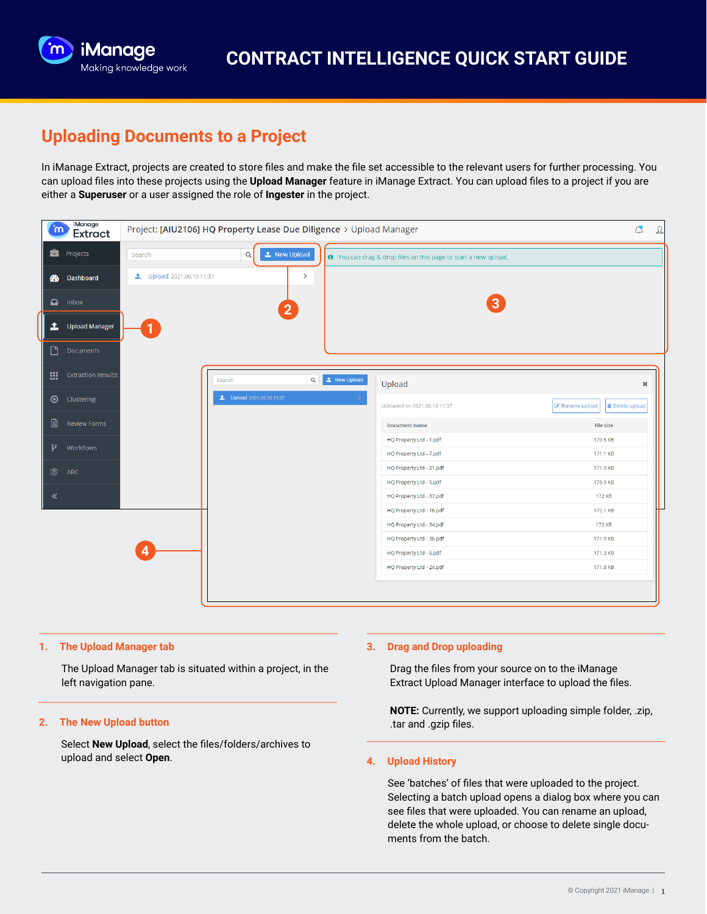# CONTRACT INTELLIGENCE QUICK START GUIDE

## Uploading Documents to a Project

In iManage Extract, projects are created to store files and make the file set accessible to the relevant users for further processing. You can upload files into these projects using the **Upload Manager** feature in iManage Extract. You can upload files to a project if you are either a **Superuser** or a user assigned the role of **Ingester** in the project.

### 1. The Upload Manager tab

The Upload Manager tab is situated within a project, in the left navigation pane.

### 2. The New Upload button

Select **New Upload**, select the files/folders/archives to upload and select **Open**.

### 3. Drag and Drop uploading

Drag the files from your source on to the iManage Extract Upload Manager interface to upload the files.

**NOTE:** Currently, we support uploading simple folder, .zip, .tar and .gzip files.

### 4. Upload History

See 'batches' of files that were uploaded to the project. Selecting a batch upload opens a dialog box where you can see files that were uploaded. You can rename an upload, delete the whole upload, or choose to delete single documents from the batch.

© Copyright 2021 iManage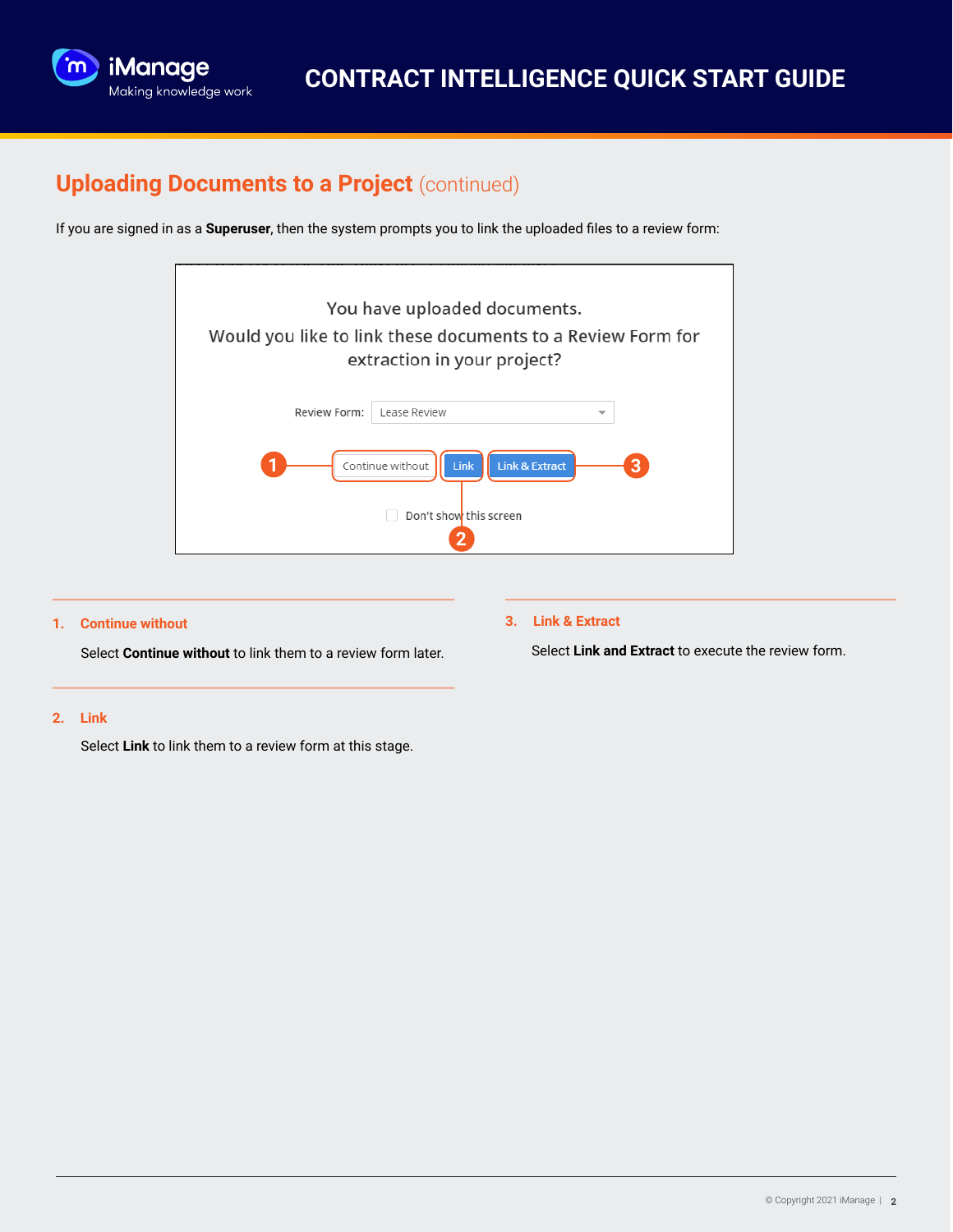## Uploading Documents to a Project (continued)

If you are signed in as a **Superuser**, then the system prompts you to link the uploaded files to a review form:

You have uploaded documents.
Would you like to link these documents to a Review Form for extraction in your project?

Review Form: Lease Review

Continue without | Link | Link & Extract

Don't show this screen

1 2 3

1. **Continue without**

   Select **Continue without** to link them to a review form later.

2. **Link**

   Select **Link** to link them to a review form at this stage.

3. **Link & Extract**

   Select **Link and Extract** to execute the review form.

© Copyright 2021 iManage